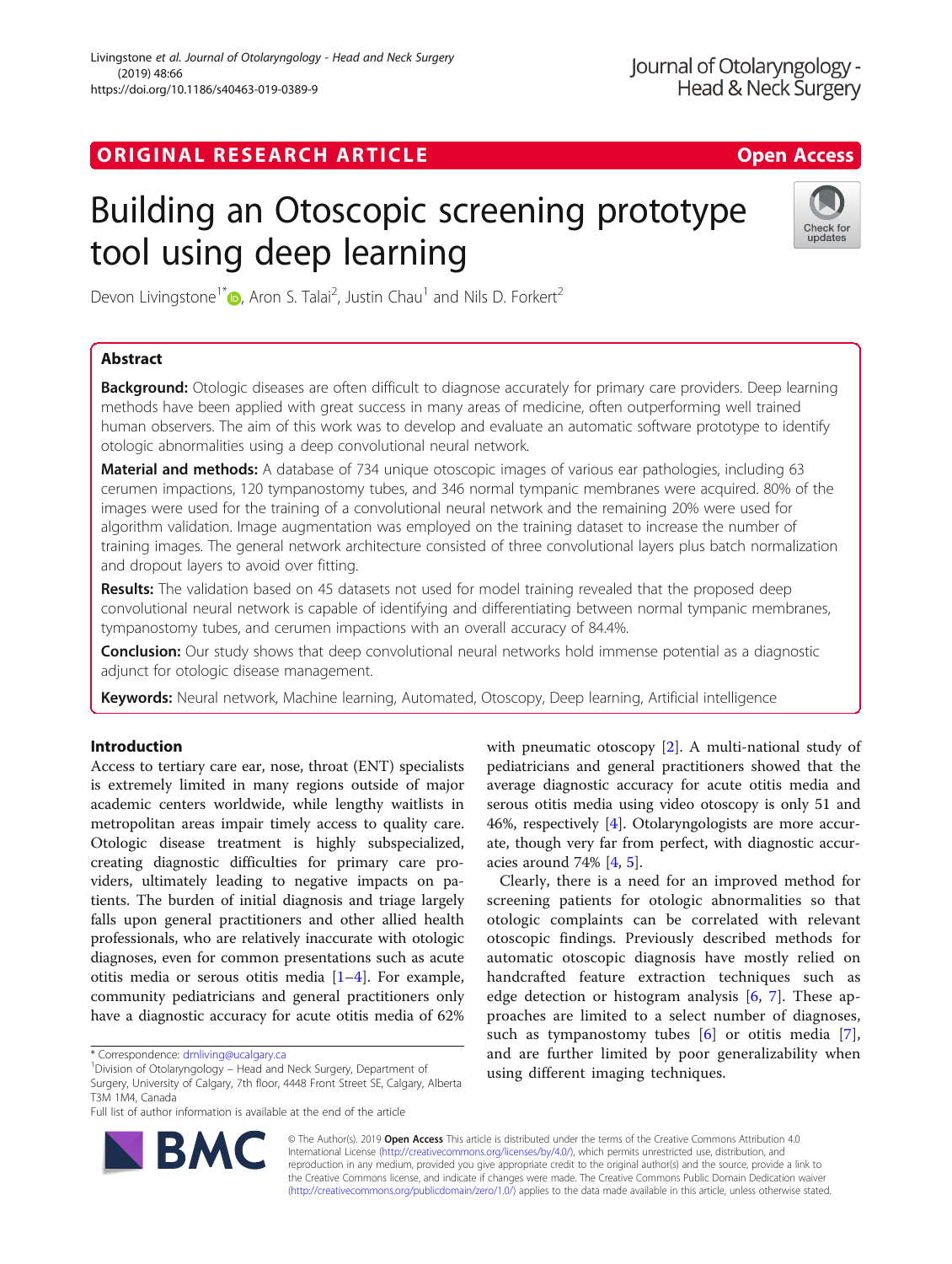ORIGINAL RESEARCH ARTICLE

Open Access

# Building an Otoscopic screening prototype tool using deep learning

Devon Livingstone[1*], Aron S. Talai[2], Justin Chau[1] and Nils D. Forkert[2]

## Abstract

**Background:** Otologic diseases are often difficult to diagnose accurately for primary care providers. Deep learning methods have been applied with great success in many areas of medicine, often outperforming well trained human observers. The aim of this work was to develop and evaluate an automatic software prototype to identify otologic abnormalities using a deep convolutional neural network.

**Material and methods:** A database of 734 unique otoscopic images of various ear pathologies, including 63 cerumen impactions, 120 tympanostomy tubes, and 346 normal tympanic membranes were acquired. 80% of the images were used for the training of a convolutional neural network and the remaining 20% were used for algorithm validation. Image augmentation was employed on the training dataset to increase the number of training images. The general network architecture consisted of three convolutional layers plus batch normalization and dropout layers to avoid over fitting.

**Results:** The validation based on 45 datasets not used for model training revealed that the proposed deep convolutional neural network is capable of identifying and differentiating between normal tympanic membranes, tympanostomy tubes, and cerumen impactions with an overall accuracy of 84.4%.

**Conclusion:** Our study shows that deep convolutional neural networks hold immense potential as a diagnostic adjunct for otologic disease management.

**Keywords:** Neural network, Machine learning, Automated, Otoscopy, Deep learning, Artificial intelligence

## Introduction

Access to tertiary care ear, nose, throat (ENT) specialists is extremely limited in many regions outside of major academic centers worldwide, while lengthy waitlists in metropolitan areas impair timely access to quality care. Otologic disease treatment is highly subspecialized, creating diagnostic difficulties for primary care providers, ultimately leading to negative impacts on patients. The burden of initial diagnosis and triage largely falls upon general practitioners and other allied health professionals, who are relatively inaccurate with otologic diagnoses, even for common presentations such as acute otitis media or serous otitis media [1–4]. For example, community pediatricians and general practitioners only have a diagnostic accuracy for acute otitis media of 62% with pneumatic otoscopy [2]. A multi-national study of pediatricians and general practitioners showed that the average diagnostic accuracy for acute otitis media and serous otitis media using video otoscopy is only 51 and 46%, respectively [4]. Otolaryngologists are more accurate, though very far from perfect, with diagnostic accuracies around 74% [4, 5].

Clearly, there is a need for an improved method for screening patients for otologic abnormalities so that otologic complaints can be correlated with relevant otoscopic findings. Previously described methods for automatic otoscopic diagnosis have mostly relied on handcrafted feature extraction techniques such as edge detection or histogram analysis [6, 7]. These approaches are limited to a select number of diagnoses, such as tympanostomy tubes [6] or otitis media [7], and are further limited by poor generalizability when using different imaging techniques.

* Correspondence: dmliving@ucalgary.ca

[1]Division of Otolaryngology – Head and Neck Surgery, Department of Surgery, University of Calgary, 7th floor, 4448 Front Street SE, Calgary, Alberta T3M 1M4, Canada

Full list of author information is available at the end of the article

© The Author(s). 2019 **Open Access** This article is distributed under the terms of the Creative Commons Attribution 4.0 International License (http://creativecommons.org/licenses/by/4.0/), which permits unrestricted use, distribution, and reproduction in any medium, provided you give appropriate credit to the original author(s) and the source, provide a link to the Creative Commons license, and indicate if changes were made. The Creative Commons Public Domain Dedication waiver (http://creativecommons.org/publicdomain/zero/1.0/) applies to the data made available in this article, unless otherwise stated.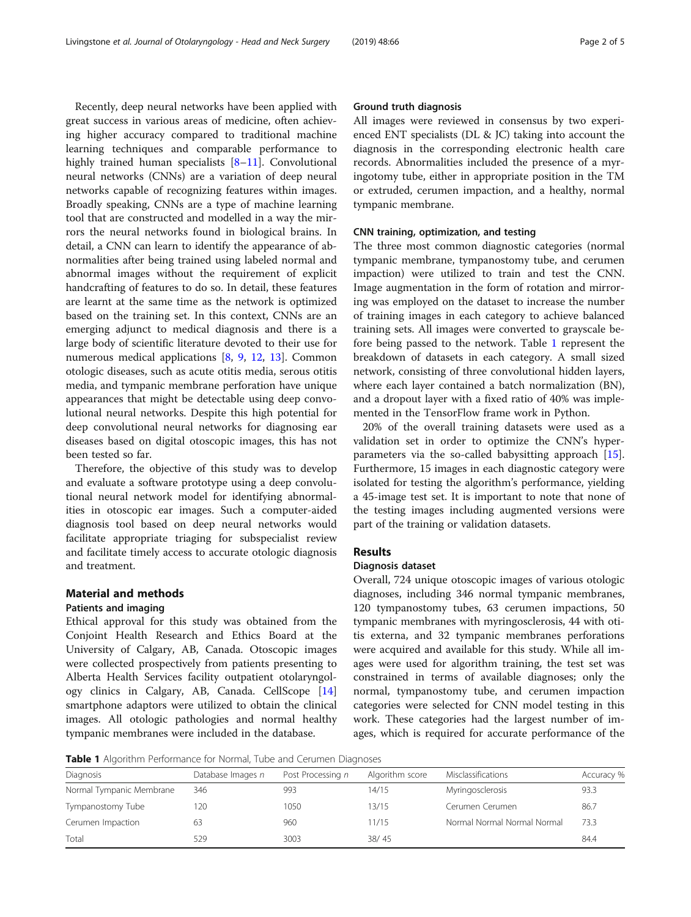Recently, deep neural networks have been applied with great success in various areas of medicine, often achieving higher accuracy compared to traditional machine learning techniques and comparable performance to highly trained human specialists [8–11]. Convolutional neural networks (CNNs) are a variation of deep neural networks capable of recognizing features within images. Broadly speaking, CNNs are a type of machine learning tool that are constructed and modelled in a way the mirrors the neural networks found in biological brains. In detail, a CNN can learn to identify the appearance of abnormalities after being trained using labeled normal and abnormal images without the requirement of explicit handcrafting of features to do so. In detail, these features are learnt at the same time as the network is optimized based on the training set. In this context, CNNs are an emerging adjunct to medical diagnosis and there is a large body of scientific literature devoted to their use for numerous medical applications [8, 9, 12, 13]. Common otologic diseases, such as acute otitis media, serous otitis media, and tympanic membrane perforation have unique appearances that might be detectable using deep convolutional neural networks. Despite this high potential for deep convolutional neural networks for diagnosing ear diseases based on digital otoscopic images, this has not been tested so far.

Therefore, the objective of this study was to develop and evaluate a software prototype using a deep convolutional neural network model for identifying abnormalities in otoscopic ear images. Such a computer-aided diagnosis tool based on deep neural networks would facilitate appropriate triaging for subspecialist review and facilitate timely access to accurate otologic diagnosis and treatment.

## Material and methods

### Patients and imaging

Ethical approval for this study was obtained from the Conjoint Health Research and Ethics Board at the University of Calgary, AB, Canada. Otoscopic images were collected prospectively from patients presenting to Alberta Health Services facility outpatient otolaryngology clinics in Calgary, AB, Canada. CellScope [14] smartphone adaptors were utilized to obtain the clinical images. All otologic pathologies and normal healthy tympanic membranes were included in the database.

### Ground truth diagnosis

All images were reviewed in consensus by two experienced ENT specialists (DL & JC) taking into account the diagnosis in the corresponding electronic health care records. Abnormalities included the presence of a myringotomy tube, either in appropriate position in the TM or extruded, cerumen impaction, and a healthy, normal tympanic membrane.

### CNN training, optimization, and testing

The three most common diagnostic categories (normal tympanic membrane, tympanostomy tube, and cerumen impaction) were utilized to train and test the CNN. Image augmentation in the form of rotation and mirroring was employed on the dataset to increase the number of training images in each category to achieve balanced training sets. All images were converted to grayscale before being passed to the network. Table 1 represent the breakdown of datasets in each category. A small sized network, consisting of three convolutional hidden layers, where each layer contained a batch normalization (BN), and a dropout layer with a fixed ratio of 40% was implemented in the TensorFlow frame work in Python.

20% of the overall training datasets were used as a validation set in order to optimize the CNN's hyperparameters via the so-called babysitting approach [15]. Furthermore, 15 images in each diagnostic category were isolated for testing the algorithm's performance, yielding a 45-image test set. It is important to note that none of the testing images including augmented versions were part of the training or validation datasets.

## Results

### Diagnosis dataset

Overall, 724 unique otoscopic images of various otologic diagnoses, including 346 normal tympanic membranes, 120 tympanostomy tubes, 63 cerumen impactions, 50 tympanic membranes with myringosclerosis, 44 with otitis externa, and 32 tympanic membranes perforations were acquired and available for this study. While all images were used for algorithm training, the test set was constrained in terms of available diagnoses; only the normal, tympanostomy tube, and cerumen impaction categories were selected for CNN model testing in this work. These categories had the largest number of images, which is required for accurate performance of the

**Table 1** Algorithm Performance for Normal, Tube and Cerumen Diagnoses

| Diagnosis | Database Images n | Post Processing n | Algorithm score | Misclassifications | Accuracy % |
|---|---|---|---|---|---|
| Normal Tympanic Membrane | 346 | 993 | 14/15 | Myringosclerosis | 93.3 |
| Tympanostomy Tube | 120 | 1050 | 13/15 | Cerumen Cerumen | 86.7 |
| Cerumen Impaction | 63 | 960 | 11/15 | Normal Normal Normal Normal | 73.3 |
| Total | 529 | 3003 | 38/ 45 | | 84.4 |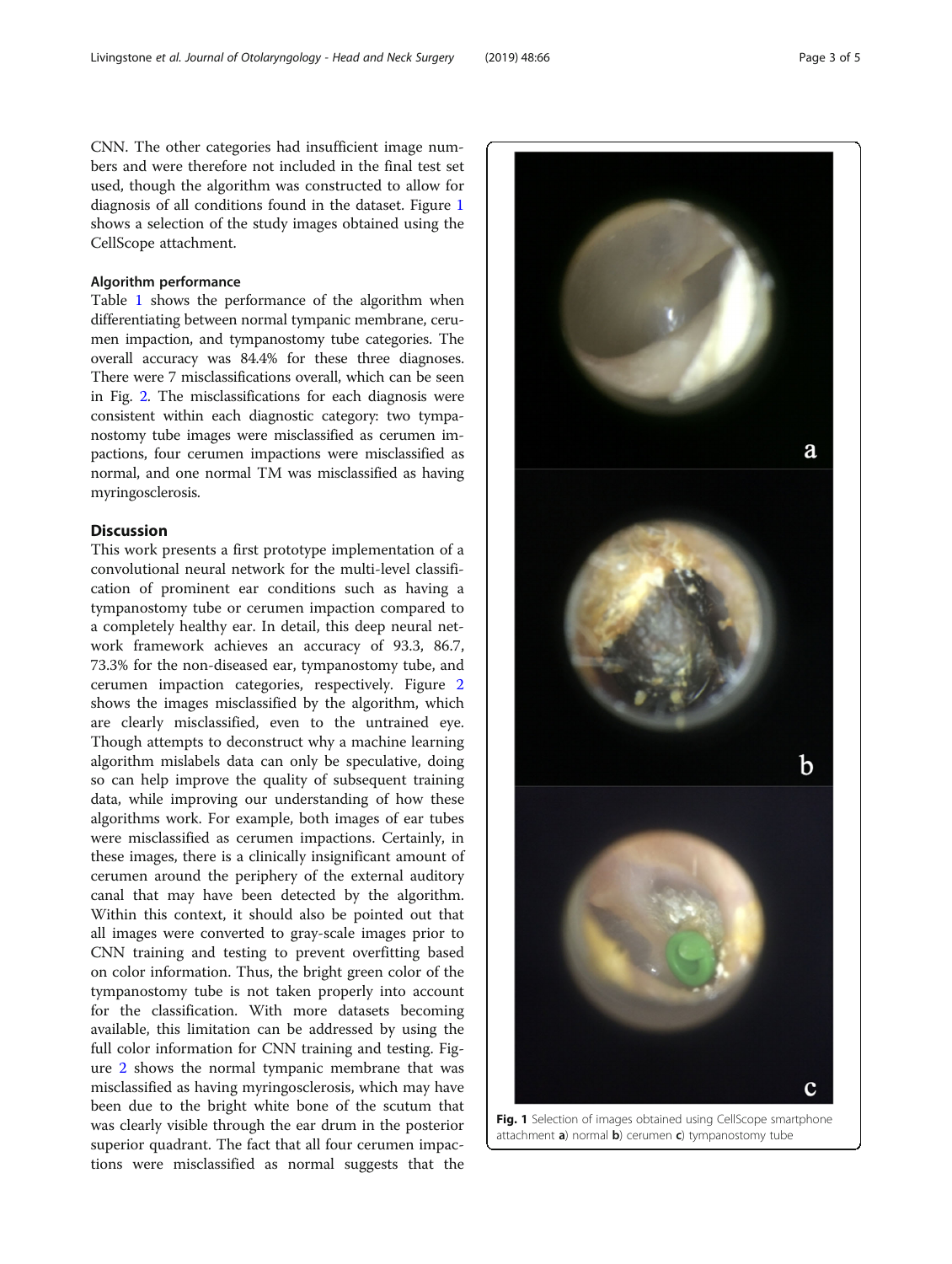CNN. The other categories had insufficient image numbers and were therefore not included in the final test set used, though the algorithm was constructed to allow for diagnosis of all conditions found in the dataset. Figure 1 shows a selection of the study images obtained using the CellScope attachment.

### Algorithm performance

Table 1 shows the performance of the algorithm when differentiating between normal tympanic membrane, cerumen impaction, and tympanostomy tube categories. The overall accuracy was 84.4% for these three diagnoses. There were 7 misclassifications overall, which can be seen in Fig. 2. The misclassifications for each diagnosis were consistent within each diagnostic category: two tympanostomy tube images were misclassified as cerumen impactions, four cerumen impactions were misclassified as normal, and one normal TM was misclassified as having myringosclerosis.

## Discussion

This work presents a first prototype implementation of a convolutional neural network for the multi-level classification of prominent ear conditions such as having a tympanostomy tube or cerumen impaction compared to a completely healthy ear. In detail, this deep neural network framework achieves an accuracy of 93.3, 86.7, 73.3% for the non-diseased ear, tympanostomy tube, and cerumen impaction categories, respectively. Figure 2 shows the images misclassified by the algorithm, which are clearly misclassified, even to the untrained eye. Though attempts to deconstruct why a machine learning algorithm mislabels data can only be speculative, doing so can help improve the quality of subsequent training data, while improving our understanding of how these algorithms work. For example, both images of ear tubes were misclassified as cerumen impactions. Certainly, in these images, there is a clinically insignificant amount of cerumen around the periphery of the external auditory canal that may have been detected by the algorithm. Within this context, it should also be pointed out that all images were converted to gray-scale images prior to CNN training and testing to prevent overfitting based on color information. Thus, the bright green color of the tympanostomy tube is not taken properly into account for the classification. With more datasets becoming available, this limitation can be addressed by using the full color information for CNN training and testing. Figure 2 shows the normal tympanic membrane that was misclassified as having myringosclerosis, which may have been due to the bright white bone of the scutum that was clearly visible through the ear drum in the posterior superior quadrant. The fact that all four cerumen impactions were misclassified as normal suggests that the

**Fig. 1** Selection of images obtained using CellScope smartphone attachment **a**) normal **b**) cerumen **c**) tympanostomy tube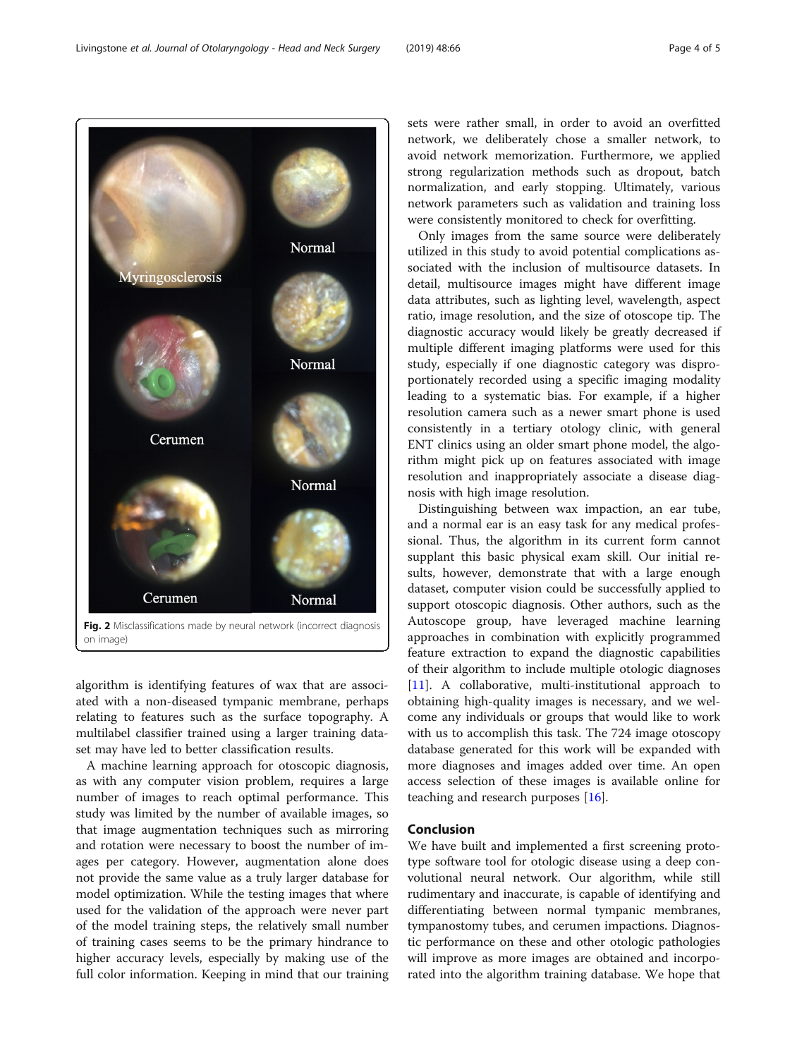Myringosclerosis

Normal

Normal

Cerumen

Normal

Cerumen

Normal

**Fig. 2** Misclassifications made by neural network (incorrect diagnosis on image)

algorithm is identifying features of wax that are associated with a non-diseased tympanic membrane, perhaps relating to features such as the surface topography. A multilabel classifier trained using a larger training dataset may have led to better classification results.

A machine learning approach for otoscopic diagnosis, as with any computer vision problem, requires a large number of images to reach optimal performance. This study was limited by the number of available images, so that image augmentation techniques such as mirroring and rotation were necessary to boost the number of images per category. However, augmentation alone does not provide the same value as a truly larger database for model optimization. While the testing images that where used for the validation of the approach were never part of the model training steps, the relatively small number of training cases seems to be the primary hindrance to higher accuracy levels, especially by making use of the full color information. Keeping in mind that our training sets were rather small, in order to avoid an overfitted network, we deliberately chose a smaller network, to avoid network memorization. Furthermore, we applied strong regularization methods such as dropout, batch normalization, and early stopping. Ultimately, various network parameters such as validation and training loss were consistently monitored to check for overfitting.

Only images from the same source were deliberately utilized in this study to avoid potential complications associated with the inclusion of multisource datasets. In detail, multisource images might have different image data attributes, such as lighting level, wavelength, aspect ratio, image resolution, and the size of otoscope tip. The diagnostic accuracy would likely be greatly decreased if multiple different imaging platforms were used for this study, especially if one diagnostic category was disproportionately recorded using a specific imaging modality leading to a systematic bias. For example, if a higher resolution camera such as a newer smart phone is used consistently in a tertiary otology clinic, with general ENT clinics using an older smart phone model, the algorithm might pick up on features associated with image resolution and inappropriately associate a disease diagnosis with high image resolution.

Distinguishing between wax impaction, an ear tube, and a normal ear is an easy task for any medical professional. Thus, the algorithm in its current form cannot supplant this basic physical exam skill. Our initial results, however, demonstrate that with a large enough dataset, computer vision could be successfully applied to support otoscopic diagnosis. Other authors, such as the Autoscope group, have leveraged machine learning approaches in combination with explicitly programmed feature extraction to expand the diagnostic capabilities of their algorithm to include multiple otologic diagnoses [11]. A collaborative, multi-institutional approach to obtaining high-quality images is necessary, and we welcome any individuals or groups that would like to work with us to accomplish this task. The 724 image otoscopy database generated for this work will be expanded with more diagnoses and images added over time. An open access selection of these images is available online for teaching and research purposes [16].

## Conclusion

We have built and implemented a first screening prototype software tool for otologic disease using a deep convolutional neural network. Our algorithm, while still rudimentary and inaccurate, is capable of identifying and differentiating between normal tympanic membranes, tympanostomy tubes, and cerumen impactions. Diagnostic performance on these and other otologic pathologies will improve as more images are obtained and incorporated into the algorithm training database. We hope that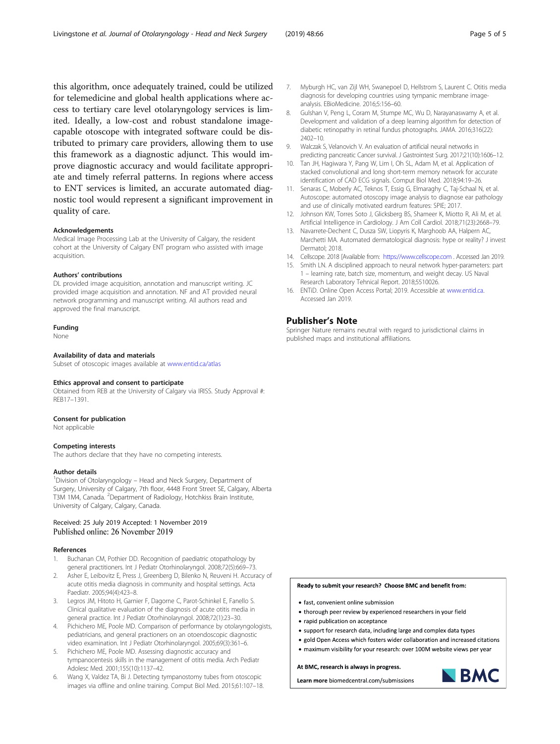this algorithm, once adequately trained, could be utilized for telemedicine and global health applications where access to tertiary care level otolaryngology services is limited. Ideally, a low-cost and robust standalone image-capable otoscope with integrated software could be distributed to primary care providers, allowing them to use this framework as a diagnostic adjunct. This would improve diagnostic accuracy and would facilitate appropriate and timely referral patterns. In regions where access to ENT services is limited, an accurate automated diagnostic tool would represent a significant improvement in quality of care.

#### Acknowledgements

Medical Image Processing Lab at the University of Calgary, the resident cohort at the University of Calgary ENT program who assisted with image acquisition.

#### Authors' contributions

DL provided image acquisition, annotation and manuscript writing. JC provided image acquisition and annotation. NF and AT provided neural network programming and manuscript writing. All authors read and approved the final manuscript.

#### Funding

None

#### Availability of data and materials

Subset of otoscopic images available at www.entid.ca/atlas

#### Ethics approval and consent to participate

Obtained from REB at the University of Calgary via IRISS. Study Approval #: REB17–1391.

#### Consent for publication

Not applicable

#### Competing interests

The authors declare that they have no competing interests.

#### Author details

[1]Division of Otolaryngology – Head and Neck Surgery, Department of Surgery, University of Calgary, 7th floor, 4448 Front Street SE, Calgary, Alberta T3M 1M4, Canada. [2]Department of Radiology, Hotchkiss Brain Institute, University of Calgary, Calgary, Canada.

Received: 25 July 2019 Accepted: 1 November 2019
Published online: 26 November 2019

#### References

1. Buchanan CM, Pothier DD. Recognition of paediatric otopathology by general practitioners. Int J Pediatr Otorhinolaryngol. 2008;72(5):669–73.
2. Asher E, Leibovitz E, Press J, Greenberg D, Bilenko N, Reuveni H. Accuracy of acute otitis media diagnosis in community and hospital settings. Acta Paediatr. 2005;94(4):423–8.
3. Legros JM, Hitoto H, Garnier F, Dagorne C, Parot-Schinkel E, Fanello S. Clinical qualitative evaluation of the diagnosis of acute otitis media in general practice. Int J Pediatr Otorhinolaryngol. 2008;72(1):23–30.
4. Pichichero ME, Poole MD. Comparison of performance by otolaryngologists, pediatricians, and general practioners on an otoendoscopic diagnostic video examination. Int J Pediatr Otorhinolaryngol. 2005;69(3):361–6.
5. Pichichero ME, Poole MD. Assessing diagnostic accuracy and tympanocentesis skills in the management of otitis media. Arch Pediatr Adolesc Med. 2001;155(10):1137–42.
6. Wang X, Valdez TA, Bi J. Detecting tympanostomy tubes from otoscopic images via offline and online training. Comput Biol Med. 2015;61:107–18.
7. Myburgh HC, van Zijl WH, Swanepoel D, Hellstrom S, Laurent C. Otitis media diagnosis for developing countries using tympanic membrane image-analysis. EBioMedicine. 2016;5:156–60.
8. Gulshan V, Peng L, Coram M, Stumpe MC, Wu D, Narayanaswamy A, et al. Development and validation of a deep learning algorithm for detection of diabetic retinopathy in retinal fundus photographs. JAMA. 2016;316(22):2402–10.
9. Walczak S, Velanovich V. An evaluation of artificial neural networks in predicting pancreatic Cancer survival. J Gastrointest Surg. 2017;21(10):1606–12.
10. Tan JH, Hagiwara Y, Pang W, Lim I, Oh SL, Adam M, et al. Application of stacked convolutional and long short-term memory network for accurate identification of CAD ECG signals. Comput Biol Med. 2018;94:19–26.
11. Senaras C, Moberly AC, Teknos T, Essig G, Elmaraghy C, Taj-Schaal N, et al. Autoscope: automated otoscopy image analysis to diagnose ear pathology and use of clinically motivated eardrum features: SPIE; 2017.
12. Johnson KW, Torres Soto J, Glicksberg BS, Shameer K, Miotto R, Ali M, et al. Artificial Intelligence in Cardiology. J Am Coll Cardiol. 2018;71(23):2668–79.
13. Navarrete-Dechent C, Dusza SW, Liopyris K, Marghoob AA, Halpern AC, Marchetti MA. Automated dermatological diagnosis: hype or reality? J invest Dermatol; 2018.
14. Cellscope. 2018 [Available from: https://www.cellscope.com . Accessed Jan 2019.
15. Smith LN. A disciplined approach to neural network hyper-parameters: part 1 – learning rate, batch size, momentum, and weight decay. US Naval Research Laboratory Tehnical Report. 2018;5510026.
16. ENTiD. Online Open Access Portal; 2019. Accessible at www.entid.ca. Accessed Jan 2019.

## Publisher's Note

Springer Nature remains neutral with regard to jurisdictional claims in published maps and institutional affiliations.